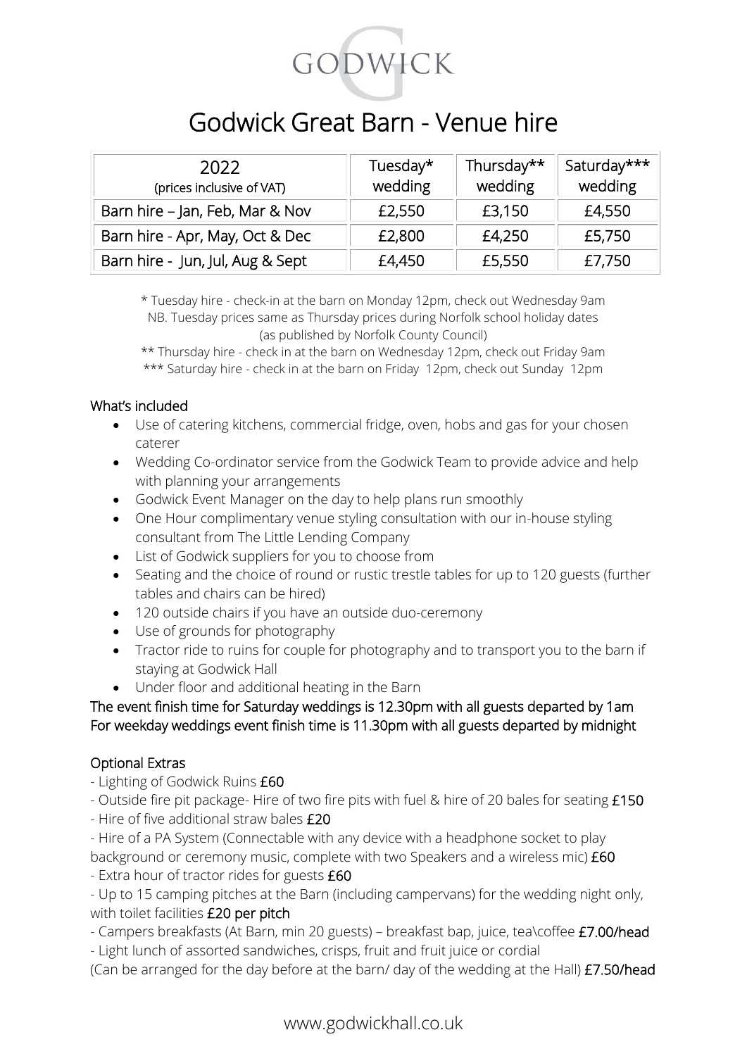# GODWICK

# Godwick Great Barn - Venue hire

| 2022<br>(prices inclusive of VAT) | Tuesday*<br>wedding | Thursday**<br>wedding | Saturday***<br>wedding |
|---|---|---|---|
| Barn hire – Jan, Feb, Mar & Nov | £2,550 | £3,150 | £4,550 |
| Barn hire - Apr, May, Oct & Dec | £2,800 | £4,250 | £5,750 |
| Barn hire - Jun, Jul, Aug & Sept | £4,450 | £5,550 | £7,750 |

\* Tuesday hire - check-in at the barn on Monday 12pm, check out Wednesday 9am
NB. Tuesday prices same as Thursday prices during Norfolk school holiday dates (as published by Norfolk County Council)
** Thursday hire - check in at the barn on Wednesday 12pm, check out Friday 9am
*** Saturday hire - check in at the barn on Friday 12pm, check out Sunday 12pm

## What's included

- Use of catering kitchens, commercial fridge, oven, hobs and gas for your chosen caterer
- Wedding Co-ordinator service from the Godwick Team to provide advice and help with planning your arrangements
- Godwick Event Manager on the day to help plans run smoothly
- One Hour complimentary venue styling consultation with our in-house styling consultant from The Little Lending Company
- List of Godwick suppliers for you to choose from
- Seating and the choice of round or rustic trestle tables for up to 120 guests (further tables and chairs can be hired)
- 120 outside chairs if you have an outside duo-ceremony
- Use of grounds for photography
- Tractor ride to ruins for couple for photography and to transport you to the barn if staying at Godwick Hall
- Under floor and additional heating in the Barn

The event finish time for Saturday weddings is 12.30pm with all guests departed by 1am
For weekday weddings event finish time is 11.30pm with all guests departed by midnight

## Optional Extras

- Lighting of Godwick Ruins **£60**
- Outside fire pit package- Hire of two fire pits with fuel & hire of 20 bales for seating **£150**
- Hire of five additional straw bales **£20**
- Hire of a PA System (Connectable with any device with a headphone socket to play background or ceremony music, complete with two Speakers and a wireless mic) **£60**
- Extra hour of tractor rides for guests **£60**
- Up to 15 camping pitches at the Barn (including campervans) for the wedding night only, with toilet facilities **£20 per pitch**
- Campers breakfasts (At Barn, min 20 guests) – breakfast bap, juice, tea\coffee **£7.00/head**
- Light lunch of assorted sandwiches, crisps, fruit and fruit juice or cordial (Can be arranged for the day before at the barn/ day of the wedding at the Hall) **£7.50/head**

www.godwickhall.co.uk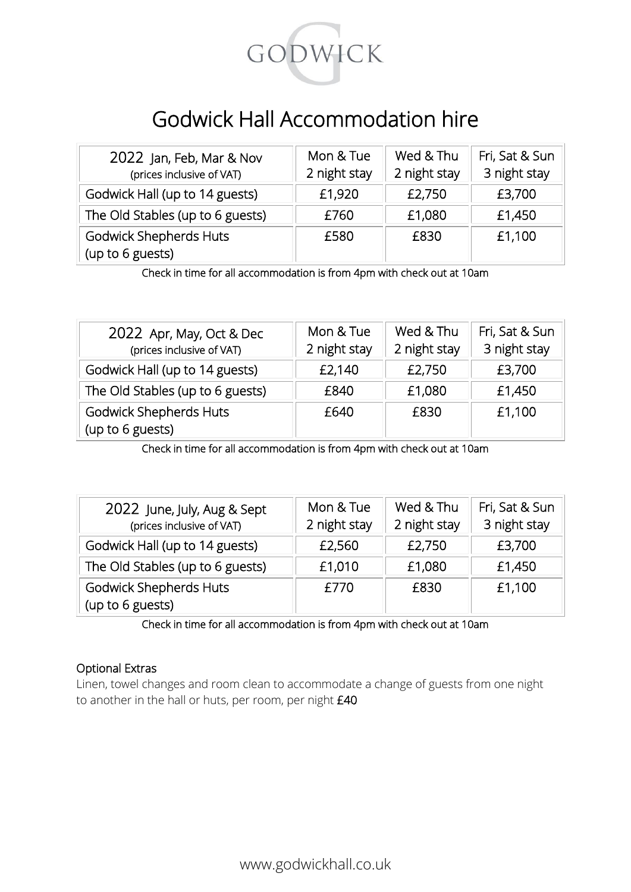GODWICK

# Godwick Hall Accommodation hire

| 2022 Jan, Feb, Mar & Nov (prices inclusive of VAT) | Mon & Tue 2 night stay | Wed & Thu 2 night stay | Fri, Sat & Sun 3 night stay |
|---|---|---|---|
| Godwick Hall (up to 14 guests) | £1,920 | £2,750 | £3,700 |
| The Old Stables (up to 6 guests) | £760 | £1,080 | £1,450 |
| Godwick Shepherds Huts (up to 6 guests) | £580 | £830 | £1,100 |

Check in time for all accommodation is from 4pm with check out at 10am

| 2022 Apr, May, Oct & Dec (prices inclusive of VAT) | Mon & Tue 2 night stay | Wed & Thu 2 night stay | Fri, Sat & Sun 3 night stay |
|---|---|---|---|
| Godwick Hall (up to 14 guests) | £2,140 | £2,750 | £3,700 |
| The Old Stables (up to 6 guests) | £840 | £1,080 | £1,450 |
| Godwick Shepherds Huts (up to 6 guests) | £640 | £830 | £1,100 |

Check in time for all accommodation is from 4pm with check out at 10am

| 2022 June, July, Aug & Sept (prices inclusive of VAT) | Mon & Tue 2 night stay | Wed & Thu 2 night stay | Fri, Sat & Sun 3 night stay |
|---|---|---|---|
| Godwick Hall (up to 14 guests) | £2,560 | £2,750 | £3,700 |
| The Old Stables (up to 6 guests) | £1,010 | £1,080 | £1,450 |
| Godwick Shepherds Huts (up to 6 guests) | £770 | £830 | £1,100 |

Check in time for all accommodation is from 4pm with check out at 10am

Optional Extras

Linen, towel changes and room clean to accommodate a change of guests from one night to another in the hall or huts, per room, per night **£40**

www.godwickhall.co.uk